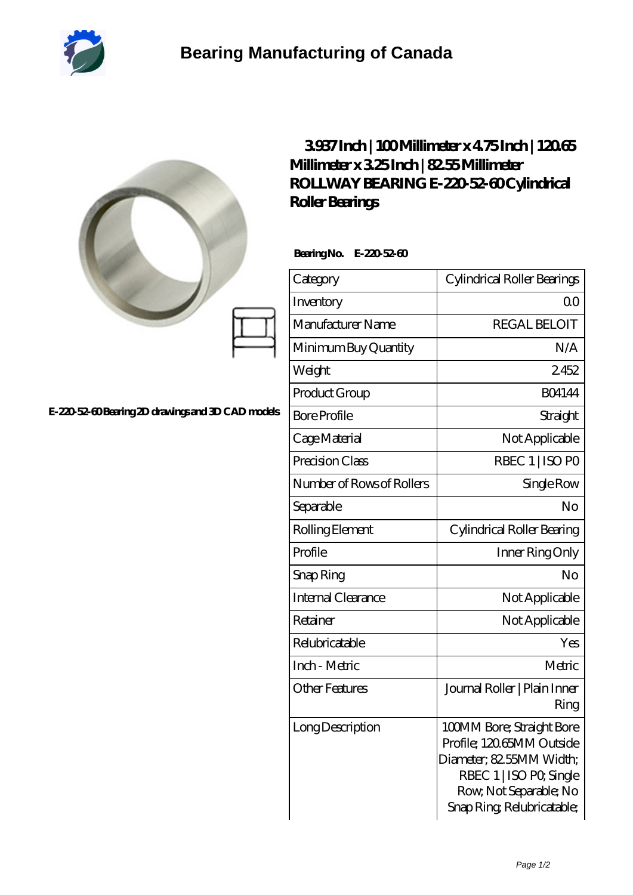# Bearing Manufacturing of Canada

## 3.937 Inch | 100 Millimeter x 4.75 Inch | 120.65 Millimeter x 3.25 Inch | 82.55 Millimeter ROLLWAY BEARING E-220-52-60 Cylindrical Roller Bearings

E-220-52-60 Bearing 2D drawings and 3D CAD models

**Bearing No.** E-220-52-60

| Category | Cylindrical Roller Bearings |
|---|---|
| Inventory | 0.0 |
| Manufacturer Name | REGAL BELOIT |
| Minimum Buy Quantity | N/A |
| Weight | 2.452 |
| Product Group | B04144 |
| Bore Profile | Straight |
| Cage Material | Not Applicable |
| Precision Class | RBEC 1 \| ISO P0 |
| Number of Rows of Rollers | Single Row |
| Separable | No |
| Rolling Element | Cylindrical Roller Bearing |
| Profile | Inner Ring Only |
| Snap Ring | No |
| Internal Clearance | Not Applicable |
| Retainer | Not Applicable |
| Relubricatable | Yes |
| Inch - Metric | Metric |
| Other Features | Journal Roller \| Plain Inner Ring |
| Long Description | 100MM Bore; Straight Bore Profile; 120.65MM Outside Diameter; 82.55MM Width; RBEC 1 \| ISO P0; Single Row; Not Separable; No Snap Ring; Relubricatable; |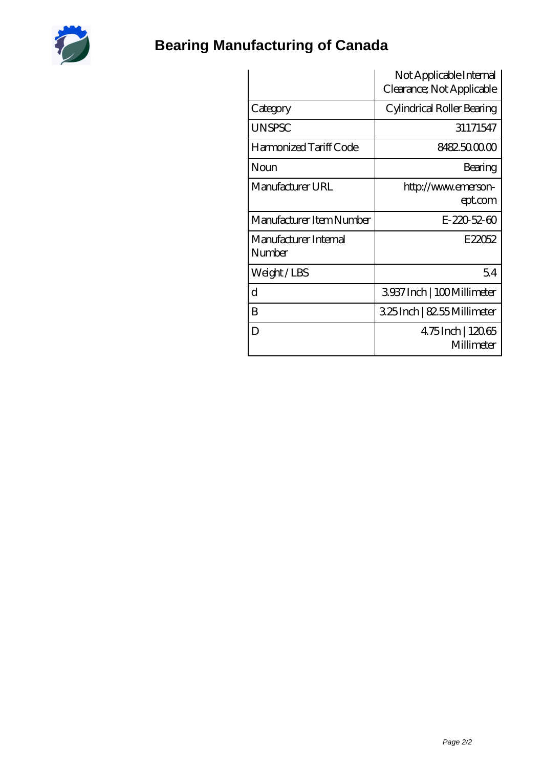| | |
|---|---|
| | Not Applicable Internal Clearance; Not Applicable |
| Category | Cylindrical Roller Bearing |
| UNSPSC | 31171547 |
| Harmonized Tariff Code | 8482.50.00.00 |
| Noun | Bearing |
| Manufacturer URL | http://www.emerson-ept.com |
| Manufacturer Item Number | E-220-52-60 |
| Manufacturer Internal Number | E22052 |
| Weight / LBS | 5.4 |
| d | 3.937 Inch \| 100 Millimeter |
| B | 3.25 Inch \| 82.55 Millimeter |
| D | 4.75 Inch \| 120.65 Millimeter |